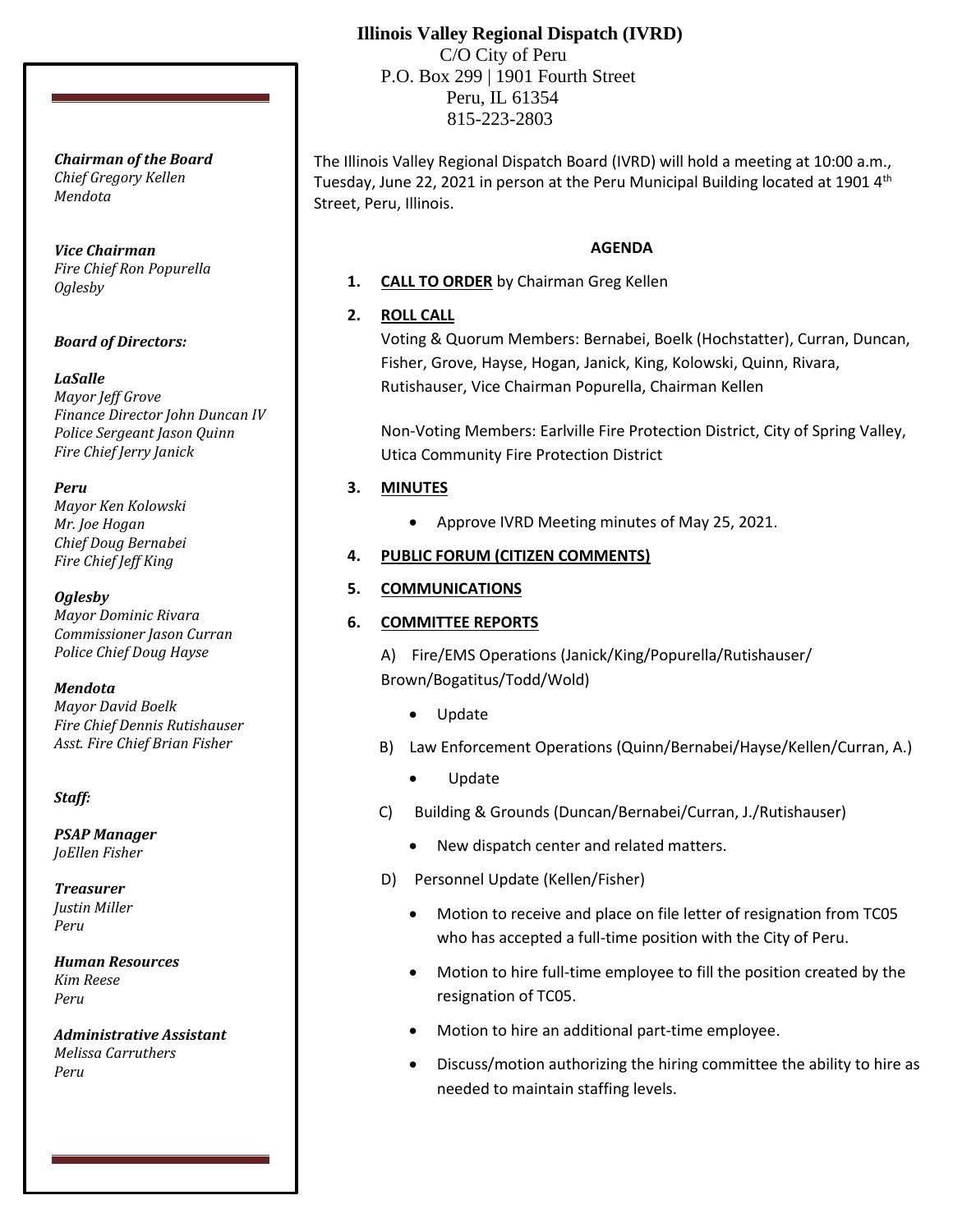# Illinois Valley Regional Dispatch (IVRD)

C/O City of Peru
P.O. Box 299 | 1901 Fourth Street
Peru, IL 61354
815-223-2803

***Chairman of the Board***
*Chief Gregory Kellen*
*Mendota*

***Vice Chairman***
*Fire Chief Ron Popurella*
*Oglesby*

***Board of Directors:***

***LaSalle***
*Mayor Jeff Grove*
*Finance Director John Duncan IV*
*Police Sergeant Jason Quinn*
*Fire Chief Jerry Janick*

***Peru***
*Mayor Ken Kolowski*
*Mr. Joe Hogan*
*Chief Doug Bernabei*
*Fire Chief Jeff King*

***Oglesby***
*Mayor Dominic Rivara*
*Commissioner Jason Curran*
*Police Chief Doug Hayse*

***Mendota***
*Mayor David Boelk*
*Fire Chief Dennis Rutishauser*
*Asst. Fire Chief Brian Fisher*

***Staff:***

***PSAP Manager***
*JoEllen Fisher*

***Treasurer***
*Justin Miller*
*Peru*

***Human Resources***
*Kim Reese*
*Peru*

***Administrative Assistant***
*Melissa Carruthers*
*Peru*

The Illinois Valley Regional Dispatch Board (IVRD) will hold a meeting at 10:00 a.m., Tuesday, June 22, 2021 in person at the Peru Municipal Building located at 1901 4th Street, Peru, Illinois.

## AGENDA

1. **CALL TO ORDER** by Chairman Greg Kellen

2. **ROLL CALL**

   Voting & Quorum Members: Bernabei, Boelk (Hochstatter), Curran, Duncan, Fisher, Grove, Hayse, Hogan, Janick, King, Kolowski, Quinn, Rivara, Rutishauser, Vice Chairman Popurella, Chairman Kellen

   Non-Voting Members: Earlville Fire Protection District, City of Spring Valley, Utica Community Fire Protection District

3. **MINUTES**
   - Approve IVRD Meeting minutes of May 25, 2021.

4. **PUBLIC FORUM (CITIZEN COMMENTS)**

5. **COMMUNICATIONS**

6. **COMMITTEE REPORTS**

   A) Fire/EMS Operations (Janick/King/Popurella/Rutishauser/ Brown/Bogatitus/Todd/Wold)
   - Update

   B) Law Enforcement Operations (Quinn/Bernabei/Hayse/Kellen/Curran, A.)
   - Update

   C) Building & Grounds (Duncan/Bernabei/Curran, J./Rutishauser)
   - New dispatch center and related matters.

   D) Personnel Update (Kellen/Fisher)
   - Motion to receive and place on file letter of resignation from TC05 who has accepted a full-time position with the City of Peru.
   - Motion to hire full-time employee to fill the position created by the resignation of TC05.
   - Motion to hire an additional part-time employee.
   - Discuss/motion authorizing the hiring committee the ability to hire as needed to maintain staffing levels.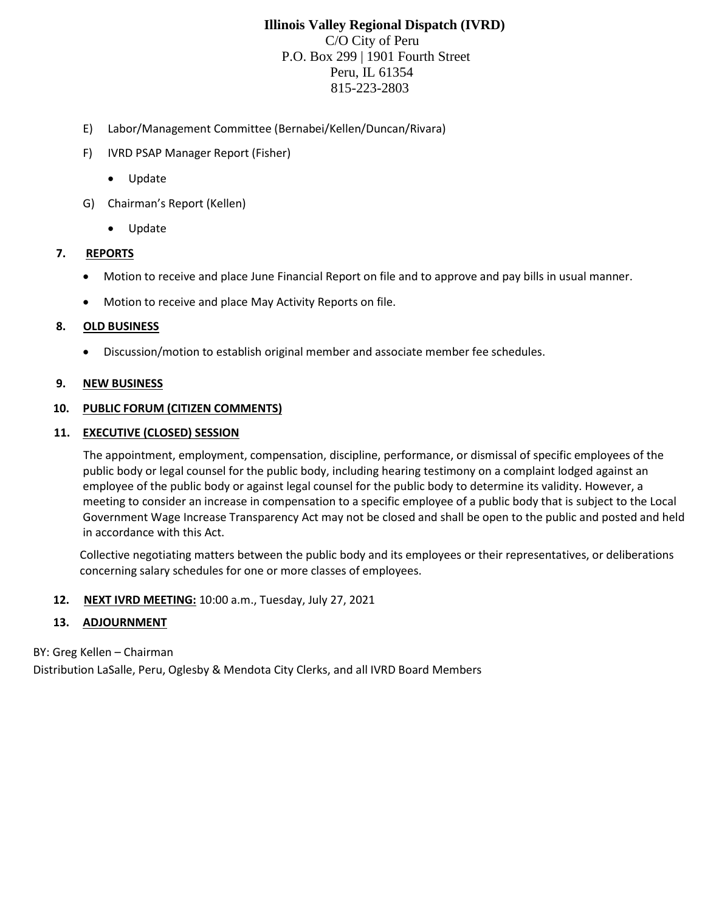**Illinois Valley Regional Dispatch (IVRD)**
C/O City of Peru
P.O. Box 299 | 1901 Fourth Street
Peru, IL 61354
815-223-2803

E) Labor/Management Committee (Bernabei/Kellen/Duncan/Rivara)

F) IVRD PSAP Manager Report (Fisher)

- Update

G) Chairman's Report (Kellen)

- Update

**7. REPORTS**

- Motion to receive and place June Financial Report on file and to approve and pay bills in usual manner.
- Motion to receive and place May Activity Reports on file.

**8. OLD BUSINESS**

- Discussion/motion to establish original member and associate member fee schedules.

**9. NEW BUSINESS**

**10. PUBLIC FORUM (CITIZEN COMMENTS)**

**11. EXECUTIVE (CLOSED) SESSION**

The appointment, employment, compensation, discipline, performance, or dismissal of specific employees of the public body or legal counsel for the public body, including hearing testimony on a complaint lodged against an employee of the public body or against legal counsel for the public body to determine its validity. However, a meeting to consider an increase in compensation to a specific employee of a public body that is subject to the Local Government Wage Increase Transparency Act may not be closed and shall be open to the public and posted and held in accordance with this Act.

Collective negotiating matters between the public body and its employees or their representatives, or deliberations concerning salary schedules for one or more classes of employees.

**12. NEXT IVRD MEETING:** 10:00 a.m., Tuesday, July 27, 2021

**13. ADJOURNMENT**

BY: Greg Kellen – Chairman
Distribution LaSalle, Peru, Oglesby & Mendota City Clerks, and all IVRD Board Members